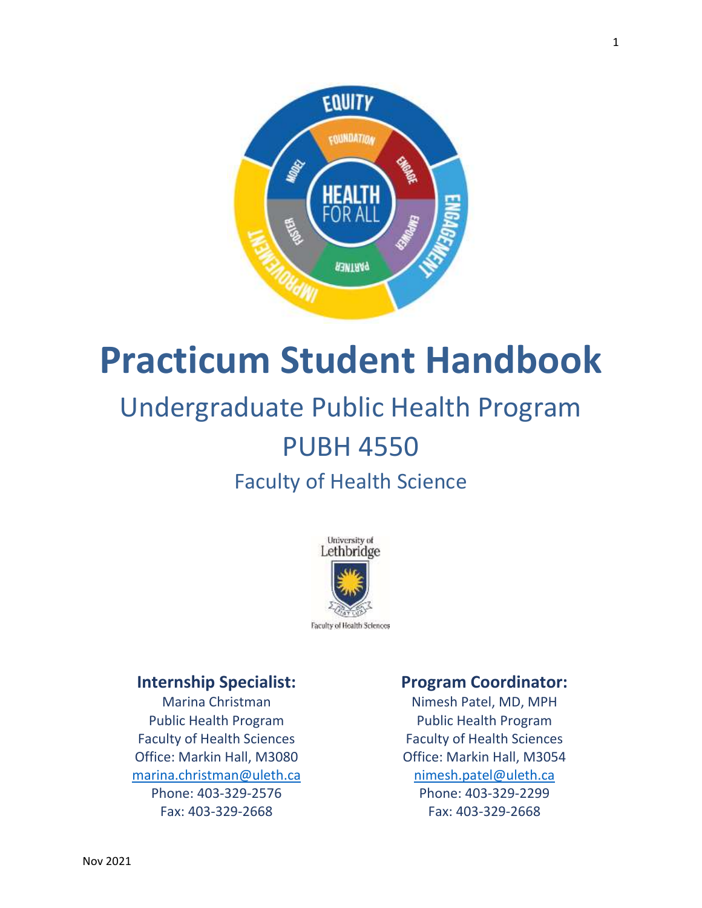# Practicum Student Handbook

## Undergraduate Public Health Program

## PUBH 4550

### Faculty of Health Science

**Internship Specialist:**

Marina Christman
Public Health Program
Faculty of Health Sciences
Office: Markin Hall, M3080
marina.christman@uleth.ca
Phone: 403-329-2576
Fax: 403-329-2668

**Program Coordinator:**

Nimesh Patel, MD, MPH
Public Health Program
Faculty of Health Sciences
Office: Markin Hall, M3054
nimesh.patel@uleth.ca
Phone: 403-329-2299
Fax: 403-329-2668

Nov 2021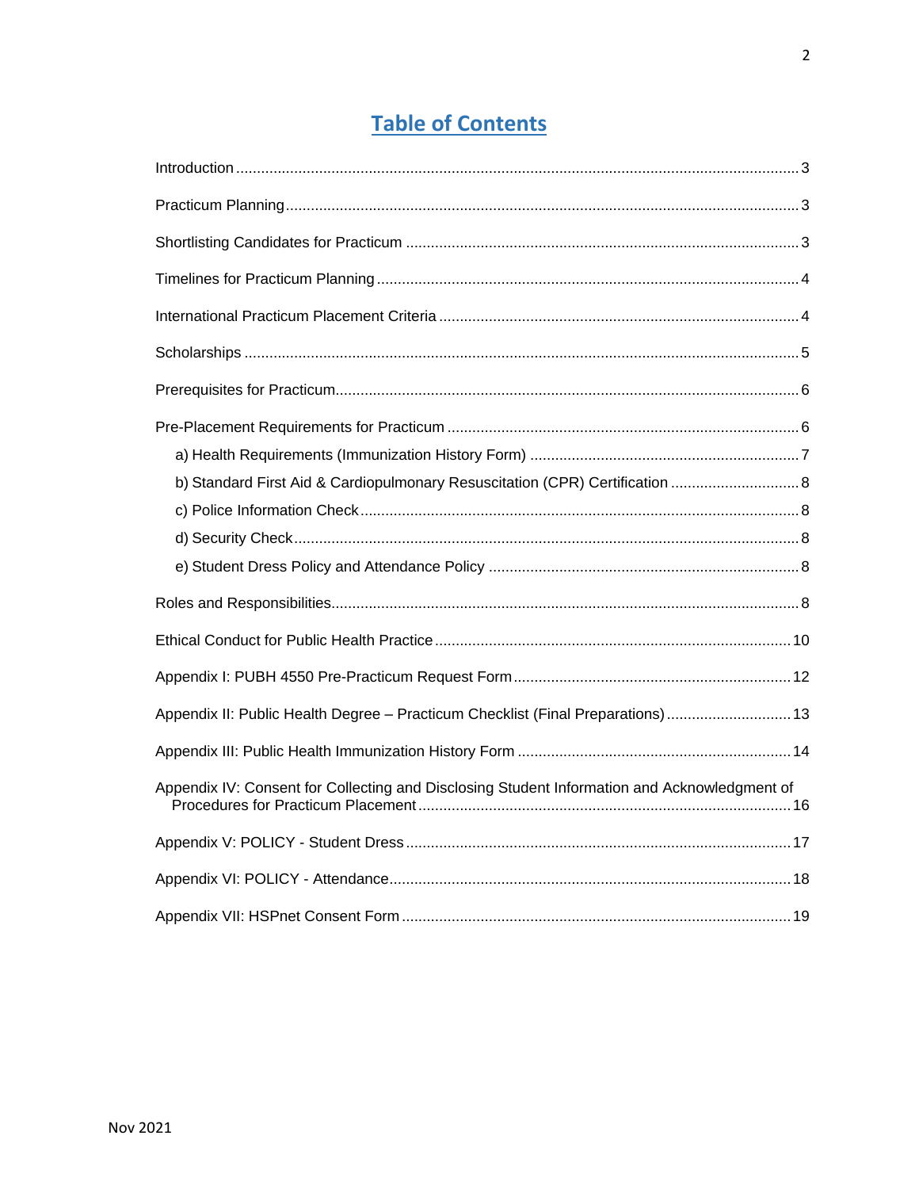# Table of Contents

Introduction ........................................................................................................................ 3

Practicum Planning ............................................................................................................ 3

Shortlisting Candidates for Practicum ................................................................................ 3

Timelines for Practicum Planning ....................................................................................... 4

International Practicum Placement Criteria ........................................................................ 4

Scholarships ....................................................................................................................... 5

Prerequisites for Practicum ................................................................................................. 6

Pre-Placement Requirements for Practicum ...................................................................... 6

- a) Health Requirements (Immunization History Form) .................................................. 7
- b) Standard First Aid & Cardiopulmonary Resuscitation (CPR) Certification ................ 8
- c) Police Information Check ......................................................................................... 8
- d) Security Check .......................................................................................................... 8
- e) Student Dress Policy and Attendance Policy ............................................................ 8

Roles and Responsibilities .................................................................................................. 8

Ethical Conduct for Public Health Practice ........................................................................ 10

Appendix I: PUBH 4550 Pre-Practicum Request Form ..................................................... 12

Appendix II: Public Health Degree – Practicum Checklist (Final Preparations) ................. 13

Appendix III: Public Health Immunization History Form .................................................... 14

Appendix IV: Consent for Collecting and Disclosing Student Information and Acknowledgment of Procedures for Practicum Placement ........................................................................... 16

Appendix V: POLICY - Student Dress .............................................................................. 17

Appendix VI: POLICY - Attendance .................................................................................. 18

Appendix VII: HSPnet Consent Form ............................................................................... 19

Nov 2021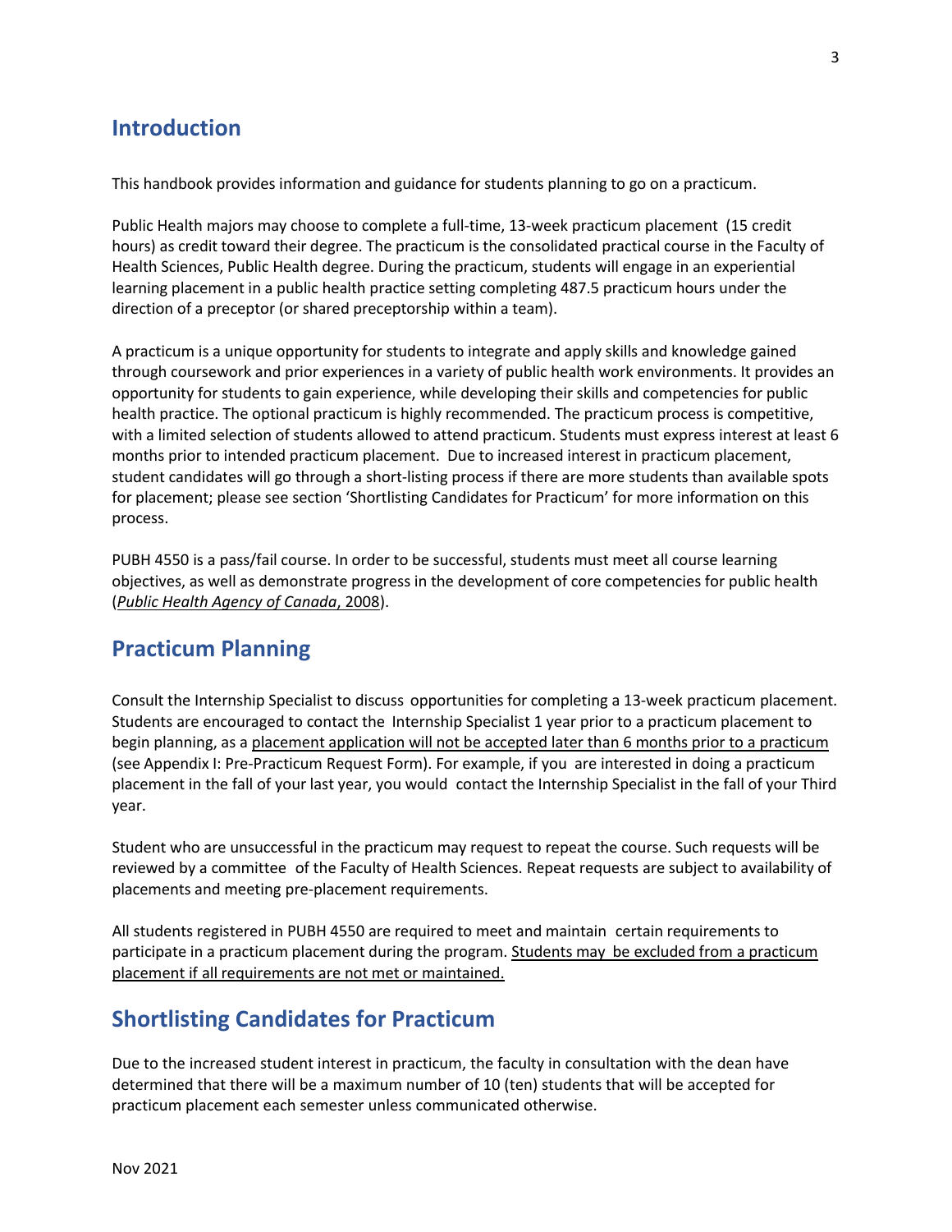## Introduction

This handbook provides information and guidance for students planning to go on a practicum.

Public Health majors may choose to complete a full-time, 13-week practicum placement (15 credit hours) as credit toward their degree. The practicum is the consolidated practical course in the Faculty of Health Sciences, Public Health degree. During the practicum, students will engage in an experiential learning placement in a public health practice setting completing 487.5 practicum hours under the direction of a preceptor (or shared preceptorship within a team).

A practicum is a unique opportunity for students to integrate and apply skills and knowledge gained through coursework and prior experiences in a variety of public health work environments. It provides an opportunity for students to gain experience, while developing their skills and competencies for public health practice. The optional practicum is highly recommended. The practicum process is competitive, with a limited selection of students allowed to attend practicum. Students must express interest at least 6 months prior to intended practicum placement. Due to increased interest in practicum placement, student candidates will go through a short-listing process if there are more students than available spots for placement; please see section 'Shortlisting Candidates for Practicum' for more information on this process.

PUBH 4550 is a pass/fail course. In order to be successful, students must meet all course learning objectives, as well as demonstrate progress in the development of core competencies for public health (*Public Health Agency of Canada*, 2008).

## Practicum Planning

Consult the Internship Specialist to discuss opportunities for completing a 13-week practicum placement. Students are encouraged to contact the Internship Specialist 1 year prior to a practicum placement to begin planning, as a placement application will not be accepted later than 6 months prior to a practicum (see Appendix I: Pre-Practicum Request Form). For example, if you are interested in doing a practicum placement in the fall of your last year, you would contact the Internship Specialist in the fall of your Third year.

Student who are unsuccessful in the practicum may request to repeat the course. Such requests will be reviewed by a committee of the Faculty of Health Sciences. Repeat requests are subject to availability of placements and meeting pre-placement requirements.

All students registered in PUBH 4550 are required to meet and maintain certain requirements to participate in a practicum placement during the program. Students may be excluded from a practicum placement if all requirements are not met or maintained.

## Shortlisting Candidates for Practicum

Due to the increased student interest in practicum, the faculty in consultation with the dean have determined that there will be a maximum number of 10 (ten) students that will be accepted for practicum placement each semester unless communicated otherwise.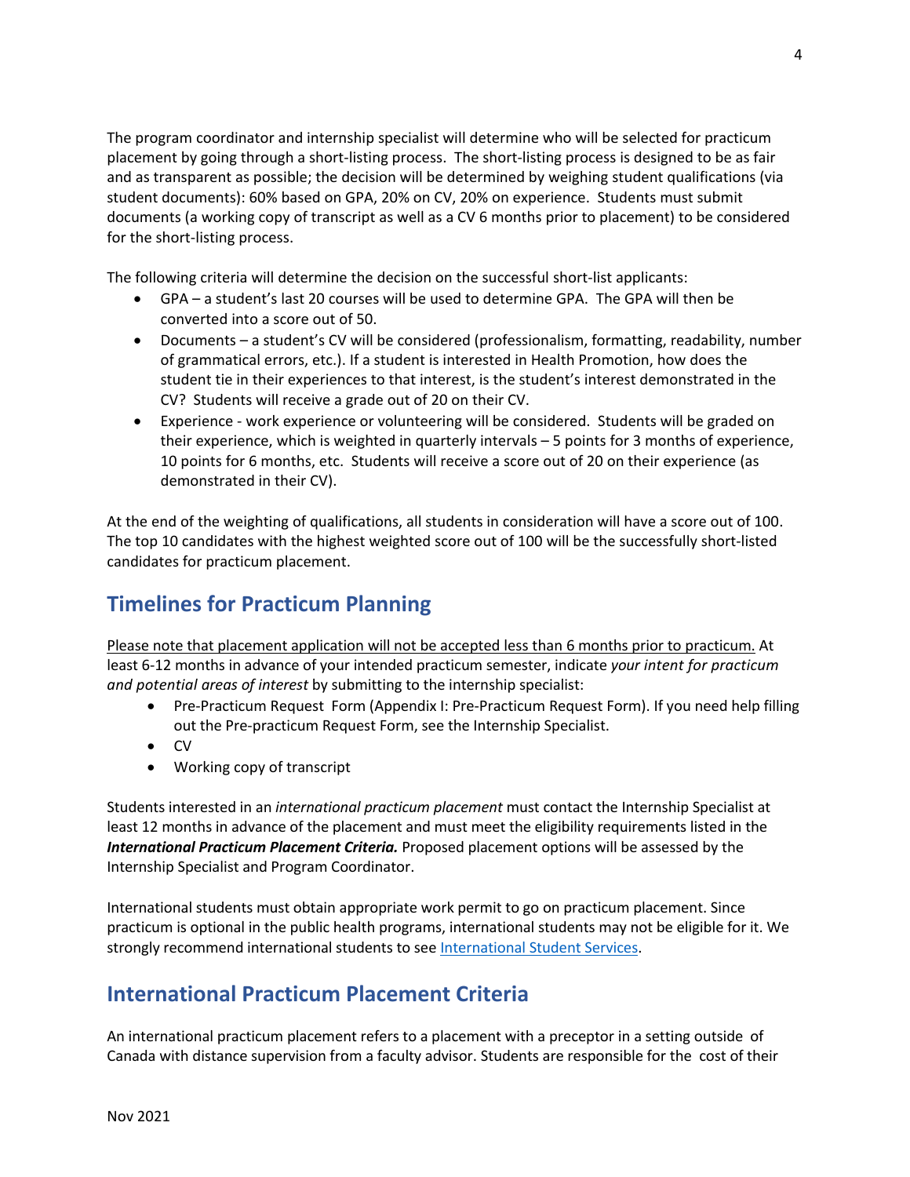The program coordinator and internship specialist will determine who will be selected for practicum placement by going through a short-listing process. The short-listing process is designed to be as fair and as transparent as possible; the decision will be determined by weighing student qualifications (via student documents): 60% based on GPA, 20% on CV, 20% on experience. Students must submit documents (a working copy of transcript as well as a CV 6 months prior to placement) to be considered for the short-listing process.

The following criteria will determine the decision on the successful short-list applicants:

- GPA – a student's last 20 courses will be used to determine GPA. The GPA will then be converted into a score out of 50.
- Documents – a student's CV will be considered (professionalism, formatting, readability, number of grammatical errors, etc.). If a student is interested in Health Promotion, how does the student tie in their experiences to that interest, is the student's interest demonstrated in the CV? Students will receive a grade out of 20 on their CV.
- Experience - work experience or volunteering will be considered. Students will be graded on their experience, which is weighted in quarterly intervals – 5 points for 3 months of experience, 10 points for 6 months, etc. Students will receive a score out of 20 on their experience (as demonstrated in their CV).

At the end of the weighting of qualifications, all students in consideration will have a score out of 100. The top 10 candidates with the highest weighted score out of 100 will be the successfully short-listed candidates for practicum placement.

## Timelines for Practicum Planning

Please note that placement application will not be accepted less than 6 months prior to practicum. At least 6-12 months in advance of your intended practicum semester, indicate *your intent for practicum and potential areas of interest* by submitting to the internship specialist:

- Pre-Practicum Request Form (Appendix I: Pre-Practicum Request Form). If you need help filling out the Pre-practicum Request Form, see the Internship Specialist.
- CV
- Working copy of transcript

Students interested in an *international practicum placement* must contact the Internship Specialist at least 12 months in advance of the placement and must meet the eligibility requirements listed in the ***International Practicum Placement Criteria.*** Proposed placement options will be assessed by the Internship Specialist and Program Coordinator.

International students must obtain appropriate work permit to go on practicum placement. Since practicum is optional in the public health programs, international students may not be eligible for it. We strongly recommend international students to see International Student Services.

## International Practicum Placement Criteria

An international practicum placement refers to a placement with a preceptor in a setting outside of Canada with distance supervision from a faculty advisor. Students are responsible for the cost of their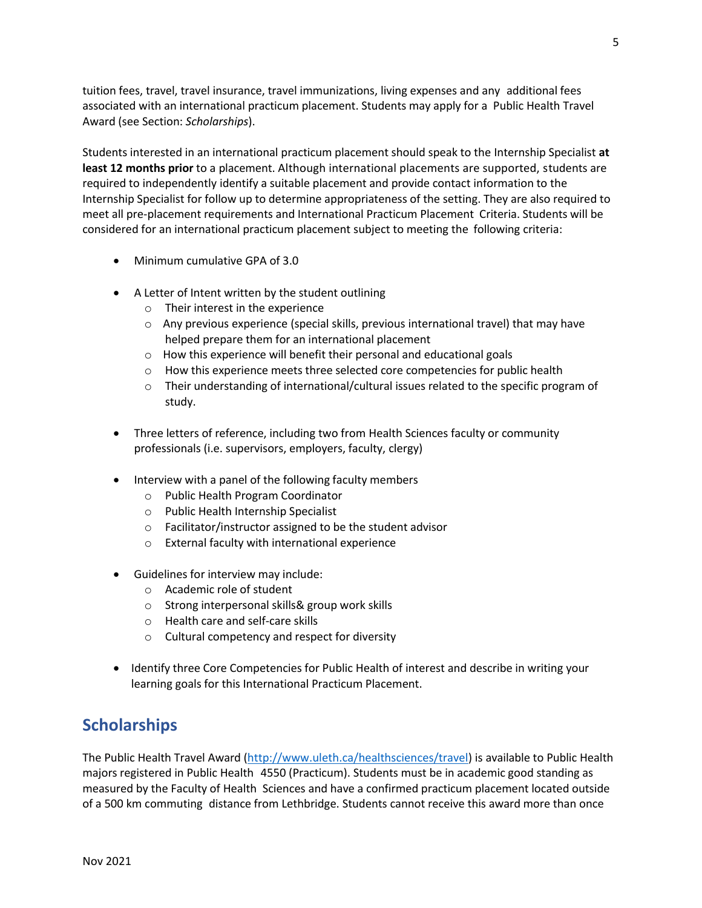tuition fees, travel, travel insurance, travel immunizations, living expenses and any additional fees associated with an international practicum placement. Students may apply for a Public Health Travel Award (see Section: *Scholarships*).

Students interested in an international practicum placement should speak to the Internship Specialist **at least 12 months prior** to a placement. Although international placements are supported, students are required to independently identify a suitable placement and provide contact information to the Internship Specialist for follow up to determine appropriateness of the setting. They are also required to meet all pre-placement requirements and International Practicum Placement Criteria. Students will be considered for an international practicum placement subject to meeting the following criteria:

- Minimum cumulative GPA of 3.0
- A Letter of Intent written by the student outlining
  - Their interest in the experience
  - Any previous experience (special skills, previous international travel) that may have helped prepare them for an international placement
  - How this experience will benefit their personal and educational goals
  - How this experience meets three selected core competencies for public health
  - Their understanding of international/cultural issues related to the specific program of study.
- Three letters of reference, including two from Health Sciences faculty or community professionals (i.e. supervisors, employers, faculty, clergy)
- Interview with a panel of the following faculty members
  - Public Health Program Coordinator
  - Public Health Internship Specialist
  - Facilitator/instructor assigned to be the student advisor
  - External faculty with international experience
- Guidelines for interview may include:
  - Academic role of student
  - Strong interpersonal skills& group work skills
  - Health care and self-care skills
  - Cultural competency and respect for diversity
- Identify three Core Competencies for Public Health of interest and describe in writing your learning goals for this International Practicum Placement.

## Scholarships

The Public Health Travel Award (http://www.uleth.ca/healthsciences/travel) is available to Public Health majors registered in Public Health 4550 (Practicum). Students must be in academic good standing as measured by the Faculty of Health Sciences and have a confirmed practicum placement located outside of a 500 km commuting distance from Lethbridge. Students cannot receive this award more than once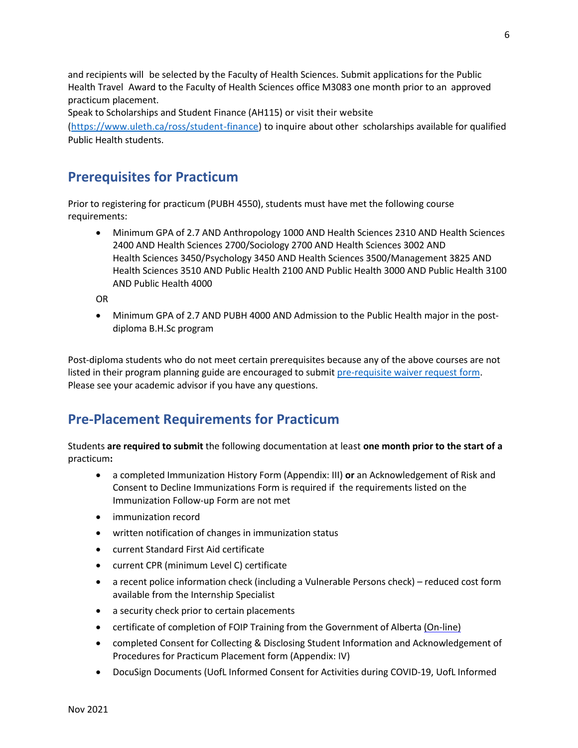and recipients will be selected by the Faculty of Health Sciences. Submit applications for the Public Health Travel Award to the Faculty of Health Sciences office M3083 one month prior to an approved practicum placement.

Speak to Scholarships and Student Finance (AH115) or visit their website (https://www.uleth.ca/ross/student-finance) to inquire about other scholarships available for qualified Public Health students.

## Prerequisites for Practicum

Prior to registering for practicum (PUBH 4550), students must have met the following course requirements:

- Minimum GPA of 2.7 AND Anthropology 1000 AND Health Sciences 2310 AND Health Sciences 2400 AND Health Sciences 2700/Sociology 2700 AND Health Sciences 3002 AND Health Sciences 3450/Psychology 3450 AND Health Sciences 3500/Management 3825 AND Health Sciences 3510 AND Public Health 2100 AND Public Health 3000 AND Public Health 3100 AND Public Health 4000

OR

- Minimum GPA of 2.7 AND PUBH 4000 AND Admission to the Public Health major in the post-diploma B.H.Sc program

Post-diploma students who do not meet certain prerequisites because any of the above courses are not listed in their program planning guide are encouraged to submit pre-requisite waiver request form. Please see your academic advisor if you have any questions.

## Pre-Placement Requirements for Practicum

Students **are required to submit** the following documentation at least **one month prior to the start of a** practicum**:**

- a completed Immunization History Form (Appendix: III) **or** an Acknowledgement of Risk and Consent to Decline Immunizations Form is required if the requirements listed on the Immunization Follow-up Form are not met
- immunization record
- written notification of changes in immunization status
- current Standard First Aid certificate
- current CPR (minimum Level C) certificate
- a recent police information check (including a Vulnerable Persons check) – reduced cost form available from the Internship Specialist
- a security check prior to certain placements
- certificate of completion of FOIP Training from the Government of Alberta (On-line)
- completed Consent for Collecting & Disclosing Student Information and Acknowledgement of Procedures for Practicum Placement form (Appendix: IV)
- DocuSign Documents (UofL Informed Consent for Activities during COVID-19, UofL Informed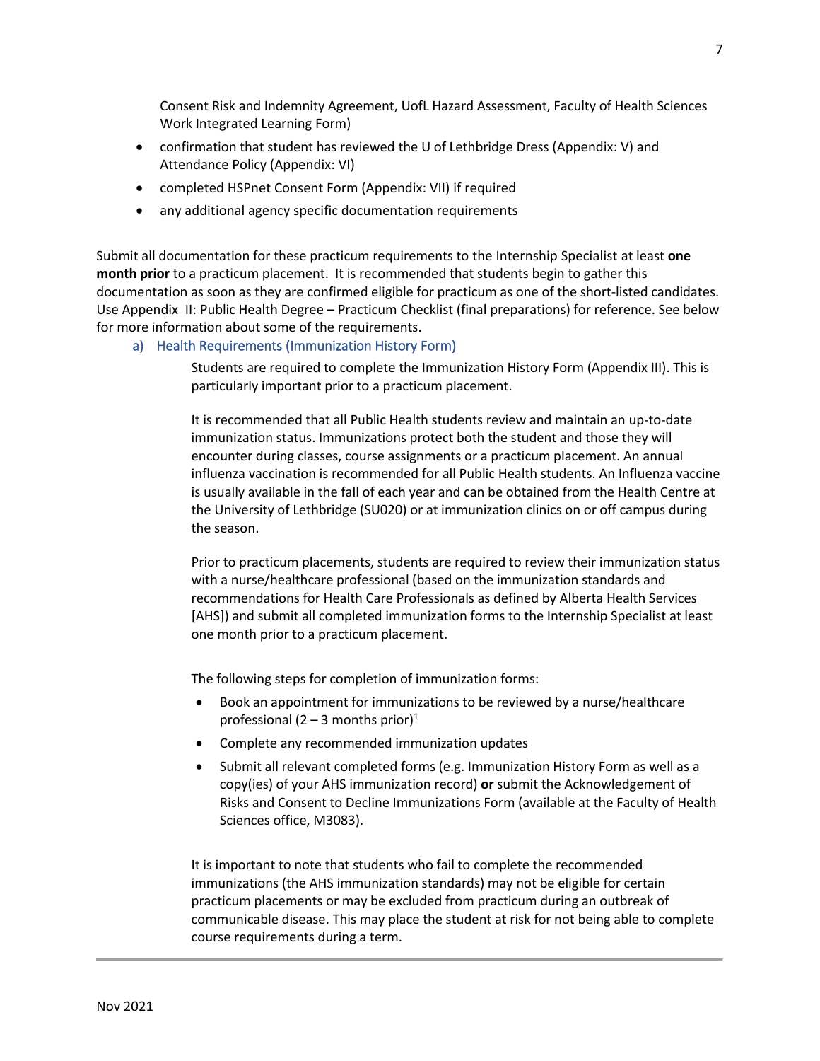Consent Risk and Indemnity Agreement, UofL Hazard Assessment, Faculty of Health Sciences Work Integrated Learning Form)

- confirmation that student has reviewed the U of Lethbridge Dress (Appendix: V) and Attendance Policy (Appendix: VI)
- completed HSPnet Consent Form (Appendix: VII) if required
- any additional agency specific documentation requirements

Submit all documentation for these practicum requirements to the Internship Specialist at least **one month prior** to a practicum placement. It is recommended that students begin to gather this documentation as soon as they are confirmed eligible for practicum as one of the short-listed candidates. Use Appendix II: Public Health Degree – Practicum Checklist (final preparations) for reference. See below for more information about some of the requirements.

### a) Health Requirements (Immunization History Form)

Students are required to complete the Immunization History Form (Appendix III). This is particularly important prior to a practicum placement.

It is recommended that all Public Health students review and maintain an up-to-date immunization status. Immunizations protect both the student and those they will encounter during classes, course assignments or a practicum placement. An annual influenza vaccination is recommended for all Public Health students. An Influenza vaccine is usually available in the fall of each year and can be obtained from the Health Centre at the University of Lethbridge (SU020) or at immunization clinics on or off campus during the season.

Prior to practicum placements, students are required to review their immunization status with a nurse/healthcare professional (based on the immunization standards and recommendations for Health Care Professionals as defined by Alberta Health Services [AHS]) and submit all completed immunization forms to the Internship Specialist at least one month prior to a practicum placement.

The following steps for completion of immunization forms:

- Book an appointment for immunizations to be reviewed by a nurse/healthcare professional (2 – 3 months prior)[1]
- Complete any recommended immunization updates
- Submit all relevant completed forms (e.g. Immunization History Form as well as a copy(ies) of your AHS immunization record) **or** submit the Acknowledgement of Risks and Consent to Decline Immunizations Form (available at the Faculty of Health Sciences office, M3083).

It is important to note that students who fail to complete the recommended immunizations (the AHS immunization standards) may not be eligible for certain practicum placements or may be excluded from practicum during an outbreak of communicable disease. This may place the student at risk for not being able to complete course requirements during a term.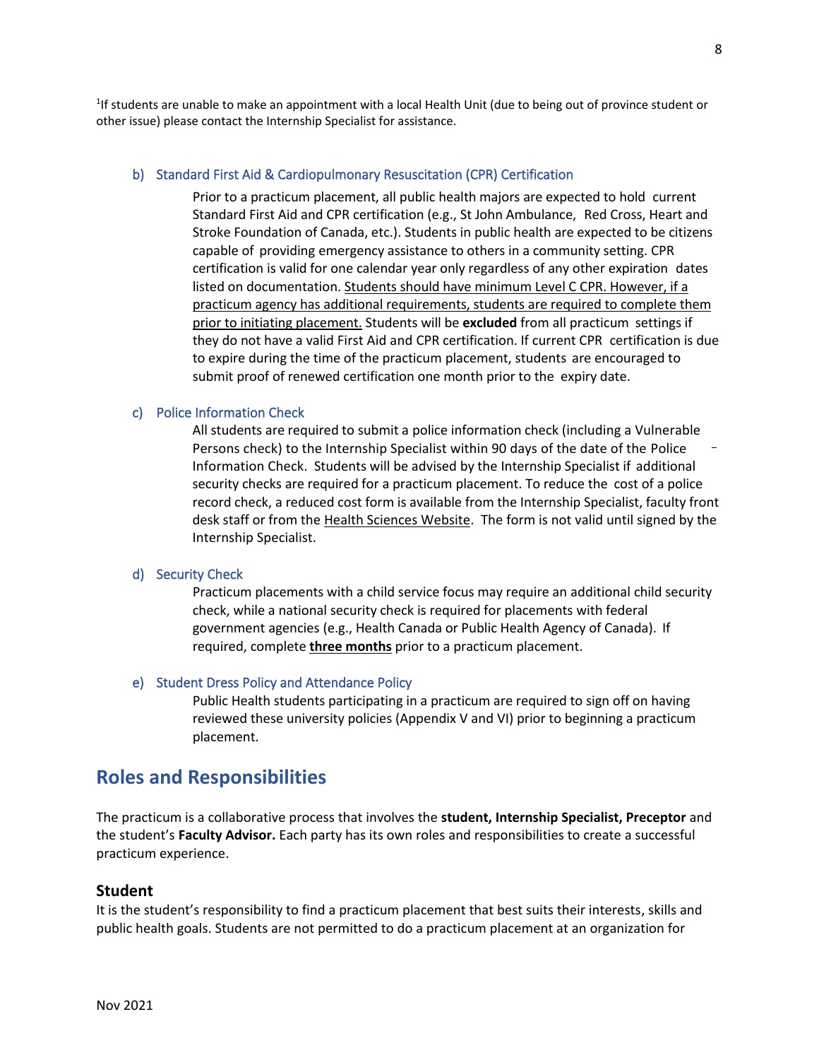[1]If students are unable to make an appointment with a local Health Unit (due to being out of province student or other issue) please contact the Internship Specialist for assistance.

### b) Standard First Aid & Cardiopulmonary Resuscitation (CPR) Certification

Prior to a practicum placement, all public health majors are expected to hold current Standard First Aid and CPR certification (e.g., St John Ambulance, Red Cross, Heart and Stroke Foundation of Canada, etc.). Students in public health are expected to be citizens capable of providing emergency assistance to others in a community setting. CPR certification is valid for one calendar year only regardless of any other expiration dates listed on documentation. Students should have minimum Level C CPR. However, if a practicum agency has additional requirements, students are required to complete them prior to initiating placement. Students will be **excluded** from all practicum settings if they do not have a valid First Aid and CPR certification. If current CPR certification is due to expire during the time of the practicum placement, students are encouraged to submit proof of renewed certification one month prior to the expiry date.

### c) Police Information Check

All students are required to submit a police information check (including a Vulnerable Persons check) to the Internship Specialist within 90 days of the date of the Police Information Check. Students will be advised by the Internship Specialist if additional security checks are required for a practicum placement. To reduce the cost of a police record check, a reduced cost form is available from the Internship Specialist, faculty front desk staff or from the Health Sciences Website. The form is not valid until signed by the Internship Specialist.

### d) Security Check

Practicum placements with a child service focus may require an additional child security check, while a national security check is required for placements with federal government agencies (e.g., Health Canada or Public Health Agency of Canada). If required, complete **three months** prior to a practicum placement.

### e) Student Dress Policy and Attendance Policy

Public Health students participating in a practicum are required to sign off on having reviewed these university policies (Appendix V and VI) prior to beginning a practicum placement.

## Roles and Responsibilities

The practicum is a collaborative process that involves the **student, Internship Specialist, Preceptor** and the student's **Faculty Advisor.** Each party has its own roles and responsibilities to create a successful practicum experience.

### Student

It is the student's responsibility to find a practicum placement that best suits their interests, skills and public health goals. Students are not permitted to do a practicum placement at an organization for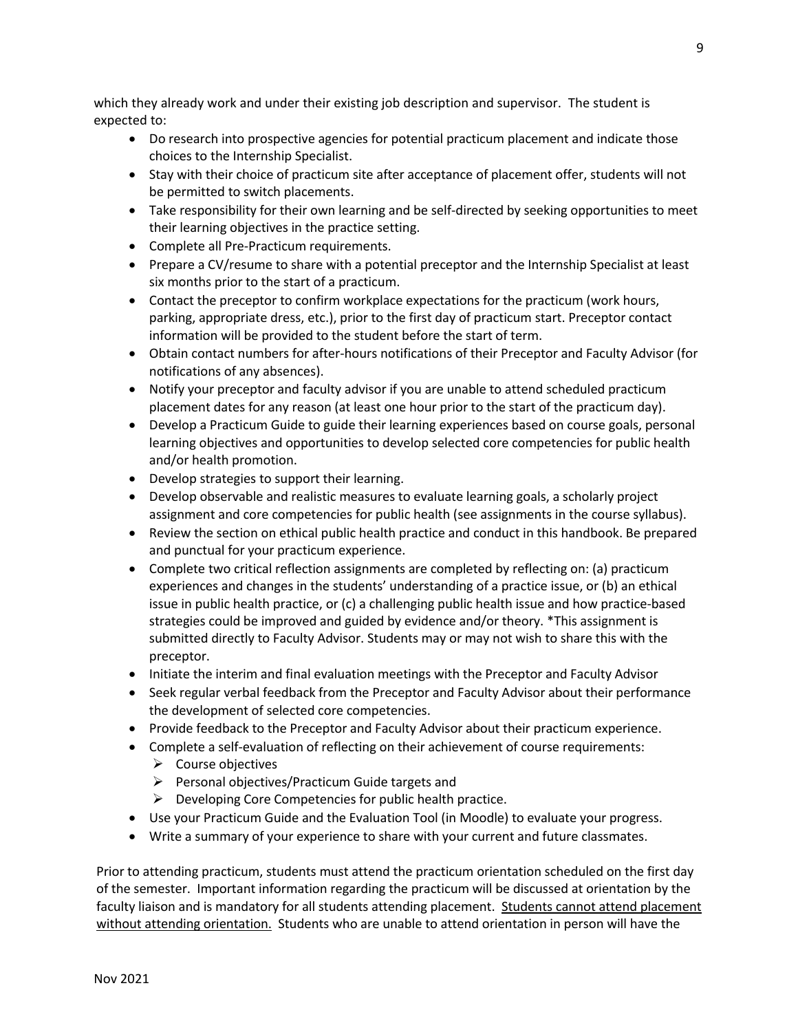which they already work and under their existing job description and supervisor. The student is expected to:

- Do research into prospective agencies for potential practicum placement and indicate those choices to the Internship Specialist.
- Stay with their choice of practicum site after acceptance of placement offer, students will not be permitted to switch placements.
- Take responsibility for their own learning and be self-directed by seeking opportunities to meet their learning objectives in the practice setting.
- Complete all Pre-Practicum requirements.
- Prepare a CV/resume to share with a potential preceptor and the Internship Specialist at least six months prior to the start of a practicum.
- Contact the preceptor to confirm workplace expectations for the practicum (work hours, parking, appropriate dress, etc.), prior to the first day of practicum start. Preceptor contact information will be provided to the student before the start of term.
- Obtain contact numbers for after-hours notifications of their Preceptor and Faculty Advisor (for notifications of any absences).
- Notify your preceptor and faculty advisor if you are unable to attend scheduled practicum placement dates for any reason (at least one hour prior to the start of the practicum day).
- Develop a Practicum Guide to guide their learning experiences based on course goals, personal learning objectives and opportunities to develop selected core competencies for public health and/or health promotion.
- Develop strategies to support their learning.
- Develop observable and realistic measures to evaluate learning goals, a scholarly project assignment and core competencies for public health (see assignments in the course syllabus).
- Review the section on ethical public health practice and conduct in this handbook. Be prepared and punctual for your practicum experience.
- Complete two critical reflection assignments are completed by reflecting on: (a) practicum experiences and changes in the students' understanding of a practice issue, or (b) an ethical issue in public health practice, or (c) a challenging public health issue and how practice-based strategies could be improved and guided by evidence and/or theory. *This assignment is submitted directly to Faculty Advisor. Students may or may not wish to share this with the preceptor.
- Initiate the interim and final evaluation meetings with the Preceptor and Faculty Advisor
- Seek regular verbal feedback from the Preceptor and Faculty Advisor about their performance the development of selected core competencies.
- Provide feedback to the Preceptor and Faculty Advisor about their practicum experience.
- Complete a self-evaluation of reflecting on their achievement of course requirements:
  - Course objectives
  - Personal objectives/Practicum Guide targets and
  - Developing Core Competencies for public health practice.
- Use your Practicum Guide and the Evaluation Tool (in Moodle) to evaluate your progress.
- Write a summary of your experience to share with your current and future classmates.

Prior to attending practicum, students must attend the practicum orientation scheduled on the first day of the semester. Important information regarding the practicum will be discussed at orientation by the faculty liaison and is mandatory for all students attending placement. <u>Students cannot attend placement without attending orientation.</u> Students who are unable to attend orientation in person will have the

Nov 2021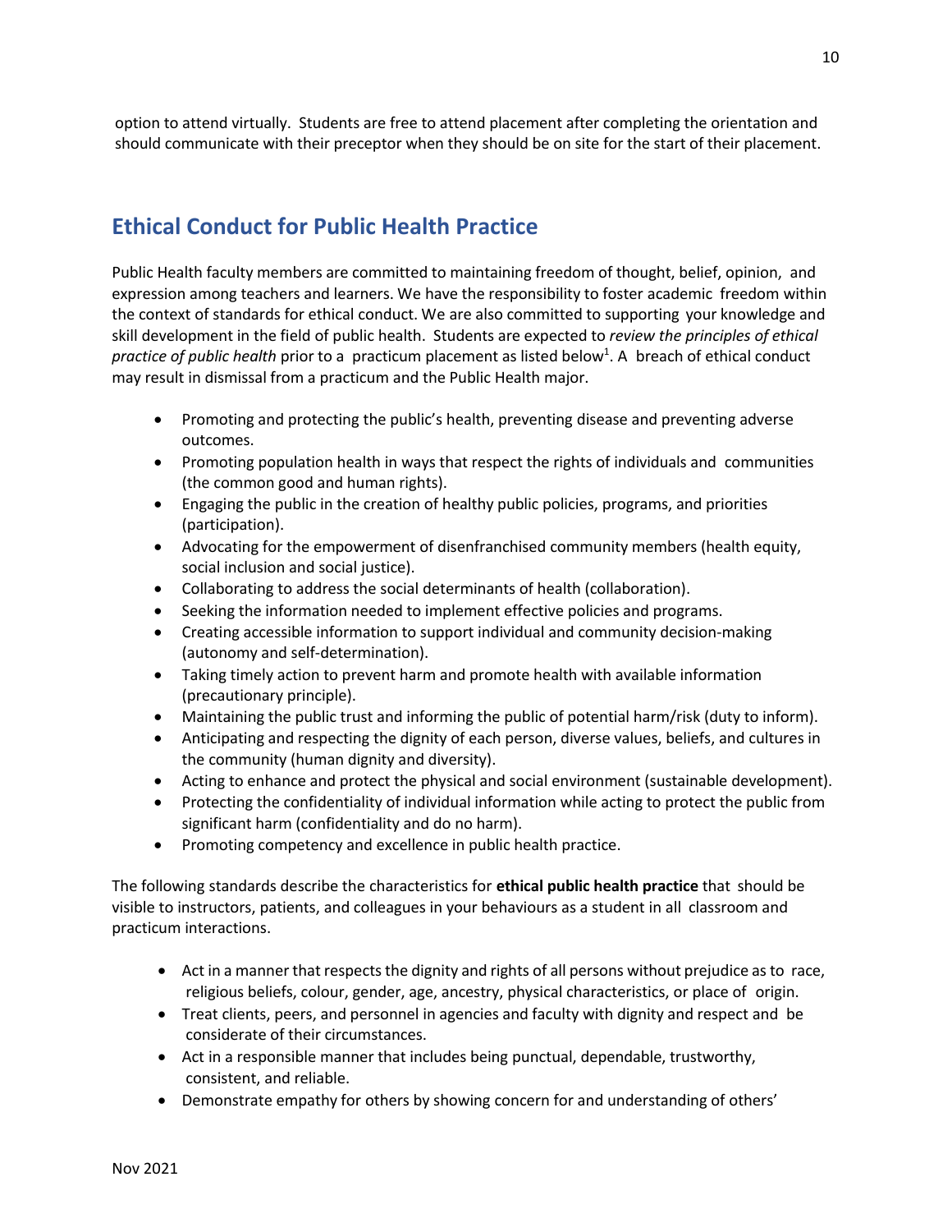option to attend virtually. Students are free to attend placement after completing the orientation and should communicate with their preceptor when they should be on site for the start of their placement.

## Ethical Conduct for Public Health Practice

Public Health faculty members are committed to maintaining freedom of thought, belief, opinion, and expression among teachers and learners. We have the responsibility to foster academic freedom within the context of standards for ethical conduct. We are also committed to supporting your knowledge and skill development in the field of public health. Students are expected to *review the principles of ethical practice of public health* prior to a practicum placement as listed below[1]. A breach of ethical conduct may result in dismissal from a practicum and the Public Health major.

- Promoting and protecting the public's health, preventing disease and preventing adverse outcomes.
- Promoting population health in ways that respect the rights of individuals and communities (the common good and human rights).
- Engaging the public in the creation of healthy public policies, programs, and priorities (participation).
- Advocating for the empowerment of disenfranchised community members (health equity, social inclusion and social justice).
- Collaborating to address the social determinants of health (collaboration).
- Seeking the information needed to implement effective policies and programs.
- Creating accessible information to support individual and community decision-making (autonomy and self-determination).
- Taking timely action to prevent harm and promote health with available information (precautionary principle).
- Maintaining the public trust and informing the public of potential harm/risk (duty to inform).
- Anticipating and respecting the dignity of each person, diverse values, beliefs, and cultures in the community (human dignity and diversity).
- Acting to enhance and protect the physical and social environment (sustainable development).
- Protecting the confidentiality of individual information while acting to protect the public from significant harm (confidentiality and do no harm).
- Promoting competency and excellence in public health practice.

The following standards describe the characteristics for **ethical public health practice** that should be visible to instructors, patients, and colleagues in your behaviours as a student in all classroom and practicum interactions.

- Act in a manner that respects the dignity and rights of all persons without prejudice as to race, religious beliefs, colour, gender, age, ancestry, physical characteristics, or place of origin.
- Treat clients, peers, and personnel in agencies and faculty with dignity and respect and be considerate of their circumstances.
- Act in a responsible manner that includes being punctual, dependable, trustworthy, consistent, and reliable.
- Demonstrate empathy for others by showing concern for and understanding of others'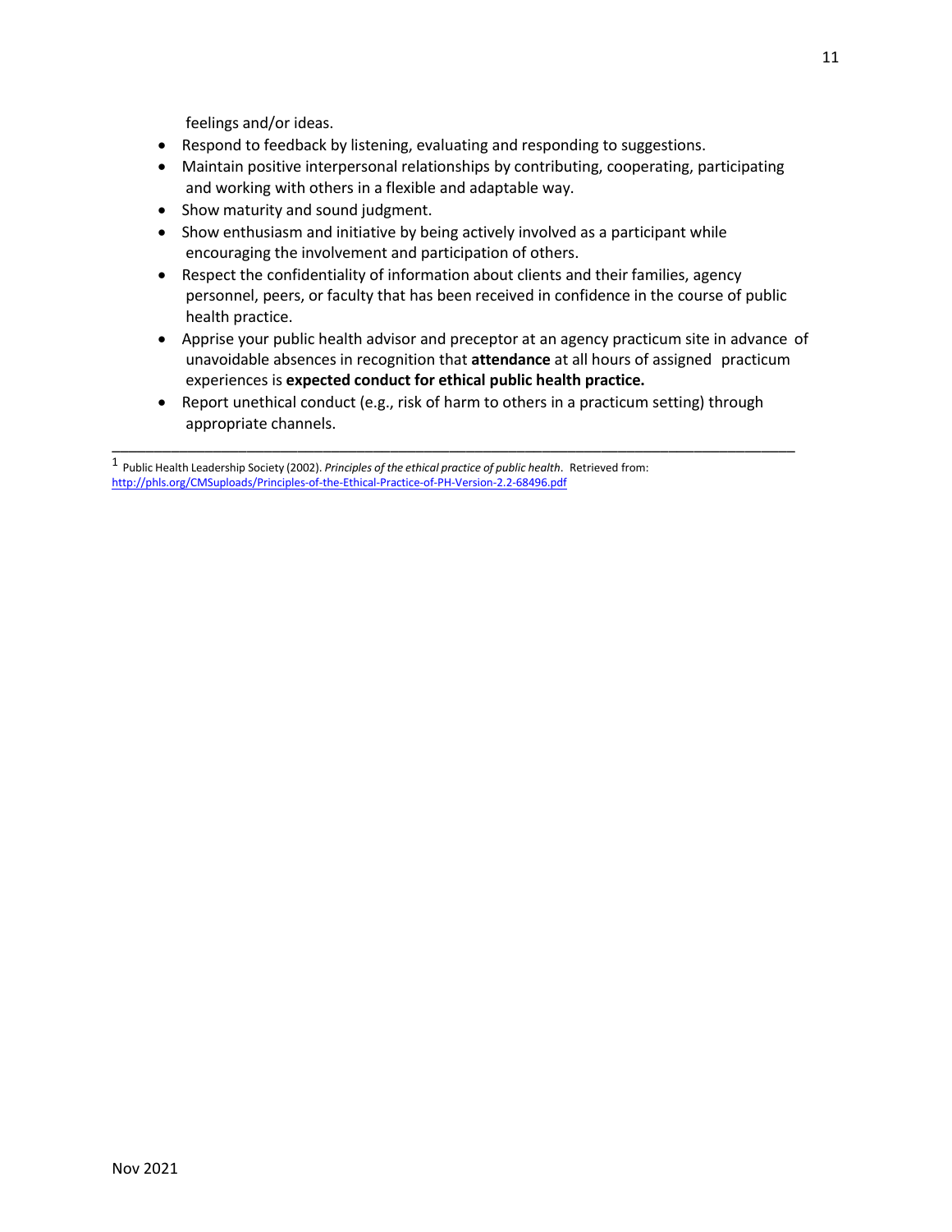feelings and/or ideas.

- Respond to feedback by listening, evaluating and responding to suggestions.
- Maintain positive interpersonal relationships by contributing, cooperating, participating and working with others in a flexible and adaptable way.
- Show maturity and sound judgment.
- Show enthusiasm and initiative by being actively involved as a participant while encouraging the involvement and participation of others.
- Respect the confidentiality of information about clients and their families, agency personnel, peers, or faculty that has been received in confidence in the course of public health practice.
- Apprise your public health advisor and preceptor at an agency practicum site in advance of unavoidable absences in recognition that **attendance** at all hours of assigned practicum experiences is **expected conduct for ethical public health practice.**
- Report unethical conduct (e.g., risk of harm to others in a practicum setting) through appropriate channels.

---

[1] Public Health Leadership Society (2002). *Principles of the ethical practice of public health*. Retrieved from: http://phls.org/CMSuploads/Principles-of-the-Ethical-Practice-of-PH-Version-2.2-68496.pdf

Nov 2021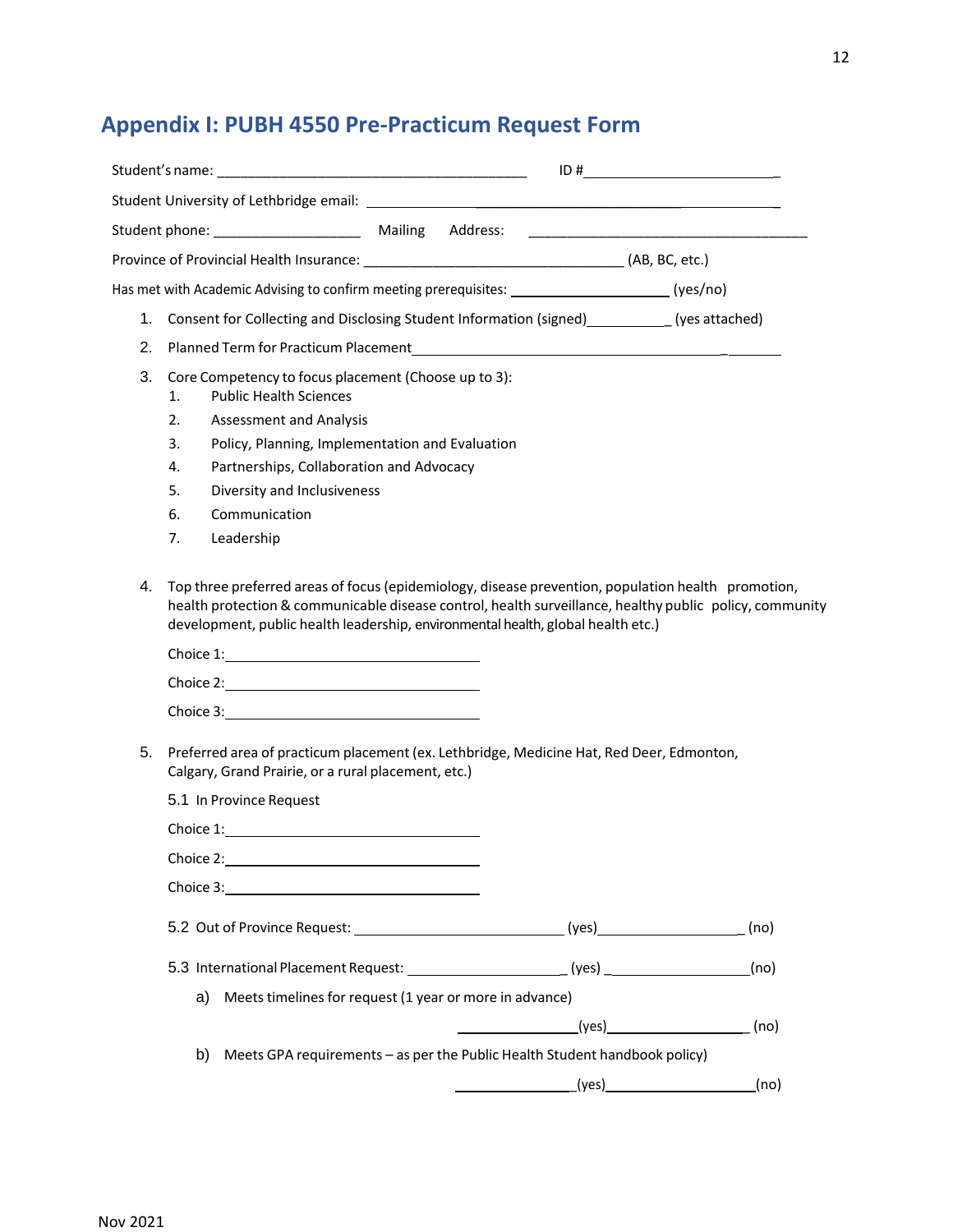## Appendix I: PUBH 4550 Pre-Practicum Request Form

Student's name: ________________________________________ ID #_________________________

Student University of Lethbridge email: ____________________________________________________

Student phone: ___________________ Mailing Address: ____________________________________

Province of Provincial Health Insurance: _________________________________ (AB, BC, etc.)

Has met with Academic Advising to confirm meeting prerequisites: ____________________ (yes/no)

1. Consent for Collecting and Disclosing Student Information (signed)__________ (yes attached)
2. Planned Term for Practicum Placement_____________________________________________
3. Core Competency to focus placement (Choose up to 3):
   1. Public Health Sciences
   2. Assessment and Analysis
   3. Policy, Planning, Implementation and Evaluation
   4. Partnerships, Collaboration and Advocacy
   5. Diversity and Inclusiveness
   6. Communication
   7. Leadership
4. Top three preferred areas of focus (epidemiology, disease prevention, population health promotion, health protection & communicable disease control, health surveillance, healthy public policy, community development, public health leadership, environmental health, global health etc.)

   Choice 1:________________________________

   Choice 2:________________________________

   Choice 3:________________________________

5. Preferred area of practicum placement (ex. Lethbridge, Medicine Hat, Red Deer, Edmonton, Calgary, Grand Prairie, or a rural placement, etc.)

   5.1 In Province Request

   Choice 1:________________________________

   Choice 2:________________________________

   Choice 3:________________________________

   5.2 Out of Province Request: __________________________ (yes)__________________ (no)

   5.3 International Placement Request: ____________________ (yes) __________________(no)

   a) Meets timelines for request (1 year or more in advance)

      _______________(yes)__________________ (no)

   b) Meets GPA requirements – as per the Public Health Student handbook policy)

      _______________(yes)____________________(no)

Nov 2021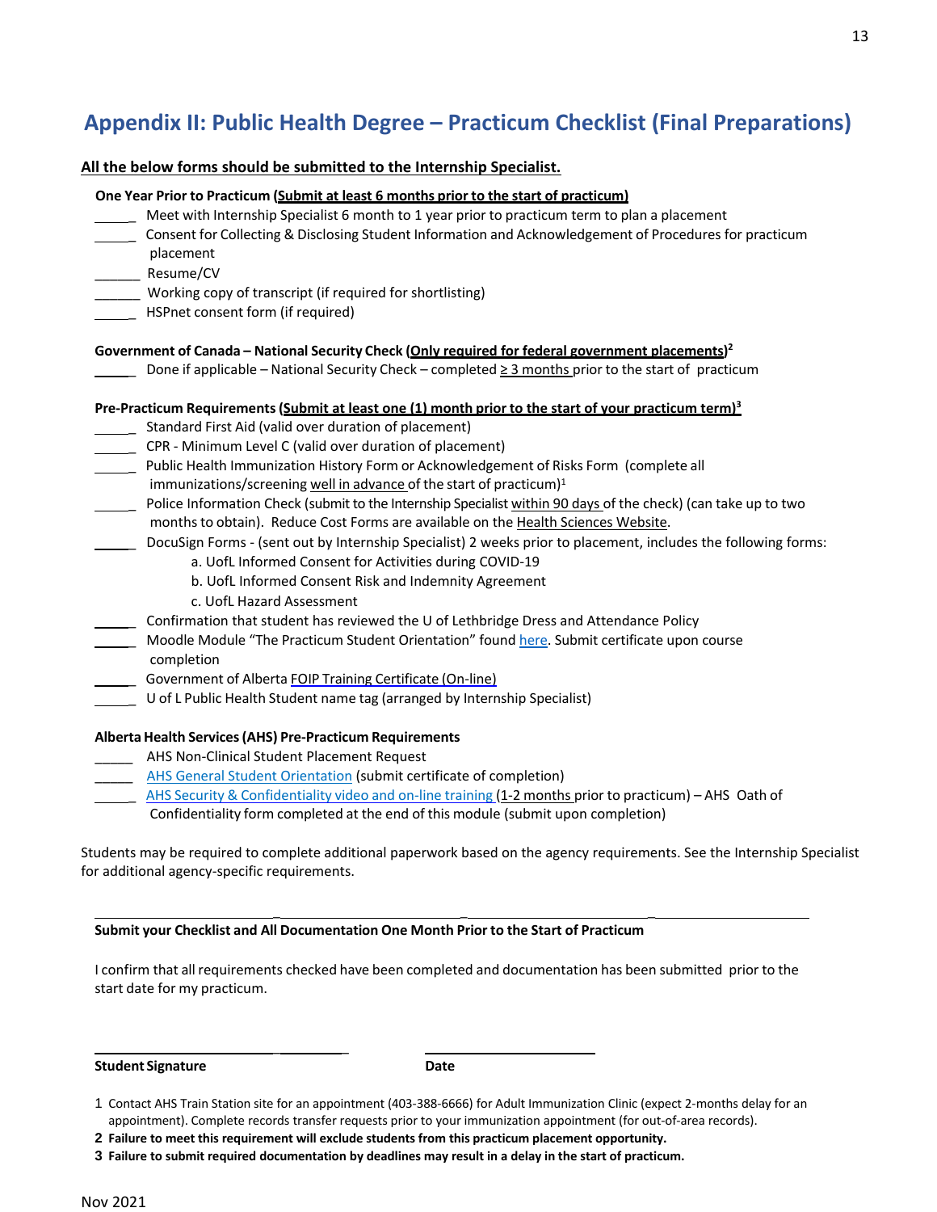## Appendix II: Public Health Degree – Practicum Checklist (Final Preparations)

**<u>All the below forms should be submitted to the Internship Specialist.</u>**

**One Year Prior to Practicum (<u>Submit at least 6 months prior to the start of practicum</u>)**

- _____ Meet with Internship Specialist 6 month to 1 year prior to practicum term to plan a placement
- _____ Consent for Collecting & Disclosing Student Information and Acknowledgement of Procedures for practicum placement
- ______ Resume/CV
- ______ Working copy of transcript (if required for shortlisting)
- _____ HSPnet consent form (if required)

**Government of Canada – National Security Check (<u>Only required for federal government placements</u>)[2]**

- _____ Done if applicable – National Security Check – completed ≥ 3 months prior to the start of practicum

**Pre-Practicum Requirements (<u>Submit at least one (1) month prior to the start of your practicum term)</u>[3]**

- _____ Standard First Aid (valid over duration of placement)
- _____ CPR - Minimum Level C (valid over duration of placement)
- _____ Public Health Immunization History Form or Acknowledgement of Risks Form (complete all immunizations/screening well in advance of the start of practicum)[1]
- _____ Police Information Check (submit to the Internship Specialist within 90 days of the check) (can take up to two months to obtain). Reduce Cost Forms are available on the Health Sciences Website.
- _____ DocuSign Forms - (sent out by Internship Specialist) 2 weeks prior to placement, includes the following forms:
  - a. UofL Informed Consent for Activities during COVID-19
  - b. UofL Informed Consent Risk and Indemnity Agreement
  - c. UofL Hazard Assessment
- _____ Confirmation that student has reviewed the U of Lethbridge Dress and Attendance Policy
- _____ Moodle Module "The Practicum Student Orientation" found here. Submit certificate upon course completion
- _____ Government of Alberta FOIP Training Certificate (On-line)
- _____ U of L Public Health Student name tag (arranged by Internship Specialist)

**Alberta Health Services (AHS) Pre-Practicum Requirements**

- _____ AHS Non-Clinical Student Placement Request
- _____ AHS General Student Orientation (submit certificate of completion)
- _____ AHS Security & Confidentiality video and on-line training (1-2 months prior to practicum) – AHS Oath of Confidentiality form completed at the end of this module (submit upon completion)

Students may be required to complete additional paperwork based on the agency requirements. See the Internship Specialist for additional agency-specific requirements.

---

**Submit your Checklist and All Documentation One Month Prior to the Start of Practicum**

I confirm that all requirements checked have been completed and documentation has been submitted prior to the start date for my practicum.

______________________________ ______________________

**Student Signature** **Date**

1 Contact AHS Train Station site for an appointment (403-388-6666) for Adult Immunization Clinic (expect 2-months delay for an appointment). Complete records transfer requests prior to your immunization appointment (for out-of-area records).

**2 Failure to meet this requirement will exclude students from this practicum placement opportunity.**

**3 Failure to submit required documentation by deadlines may result in a delay in the start of practicum.**

Nov 2021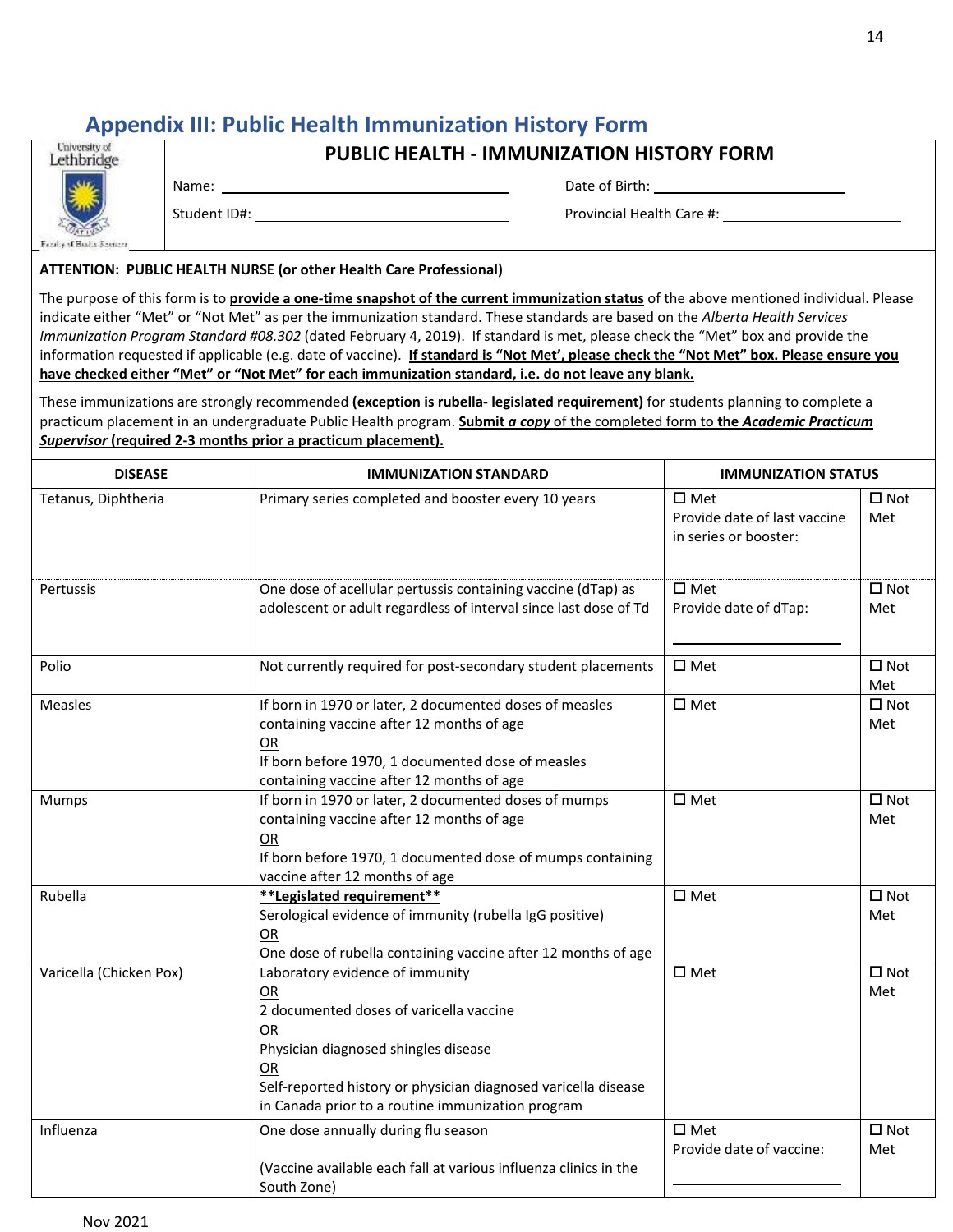## Appendix III: Public Health Immunization History Form

University of Lethbridge
Faculty of Health Sciences

### PUBLIC HEALTH - IMMUNIZATION HISTORY FORM

Name: ______________________________ Date of Birth: ______________________

Student ID#: ______________________________ Provincial Health Care #: ______________________

**ATTENTION: PUBLIC HEALTH NURSE (or other Health Care Professional)**

The purpose of this form is to **provide a one-time snapshot of the current immunization status** of the above mentioned individual. Please indicate either "Met" or "Not Met" as per the immunization standard. These standards are based on the *Alberta Health Services Immunization Program Standard #08.302* (dated February 4, 2019). If standard is met, please check the "Met" box and provide the information requested if applicable (e.g. date of vaccine). **If standard is "Not Met', please check the "Not Met" box. Please ensure you have checked either "Met" or "Not Met" for each immunization standard, i.e. do not leave any blank.**

These immunizations are strongly recommended **(exception is rubella- legislated requirement)** for students planning to complete a practicum placement in an undergraduate Public Health program. **Submit *a copy* of the completed form to the *Academic Practicum Supervisor* (required 2-3 months prior a practicum placement).**

| DISEASE | IMMUNIZATION STANDARD | IMMUNIZATION STATUS | |
|---|---|---|---|
| Tetanus, Diphtheria | Primary series completed and booster every 10 years | ☐ Met<br>Provide date of last vaccine in series or booster:<br>______________ | ☐ Not Met |
| Pertussis | One dose of acellular pertussis containing vaccine (dTap) as adolescent or adult regardless of interval since last dose of Td | ☐ Met<br>Provide date of dTap:<br>______________ | ☐ Not Met |
| Polio | Not currently required for post-secondary student placements | ☐ Met | ☐ Not Met |
| Measles | If born in 1970 or later, 2 documented doses of measles containing vaccine after 12 months of age<br>OR<br>If born before 1970, 1 documented dose of measles containing vaccine after 12 months of age | ☐ Met | ☐ Not Met |
| Mumps | If born in 1970 or later, 2 documented doses of mumps containing vaccine after 12 months of age<br>OR<br>If born before 1970, 1 documented dose of mumps containing vaccine after 12 months of age | ☐ Met | ☐ Not Met |
| Rubella | **\*\*Legislated requirement\*\***<br>Serological evidence of immunity (rubella IgG positive)<br>OR<br>One dose of rubella containing vaccine after 12 months of age | ☐ Met | ☐ Not Met |
| Varicella (Chicken Pox) | Laboratory evidence of immunity<br>OR<br>2 documented doses of varicella vaccine<br>OR<br>Physician diagnosed shingles disease<br>OR<br>Self-reported history or physician diagnosed varicella disease in Canada prior to a routine immunization program | ☐ Met | ☐ Not Met |
| Influenza | One dose annually during flu season<br><br>(Vaccine available each fall at various influenza clinics in the South Zone) | ☐ Met<br>Provide date of vaccine:<br>______________ | ☐ Not Met |

Nov 2021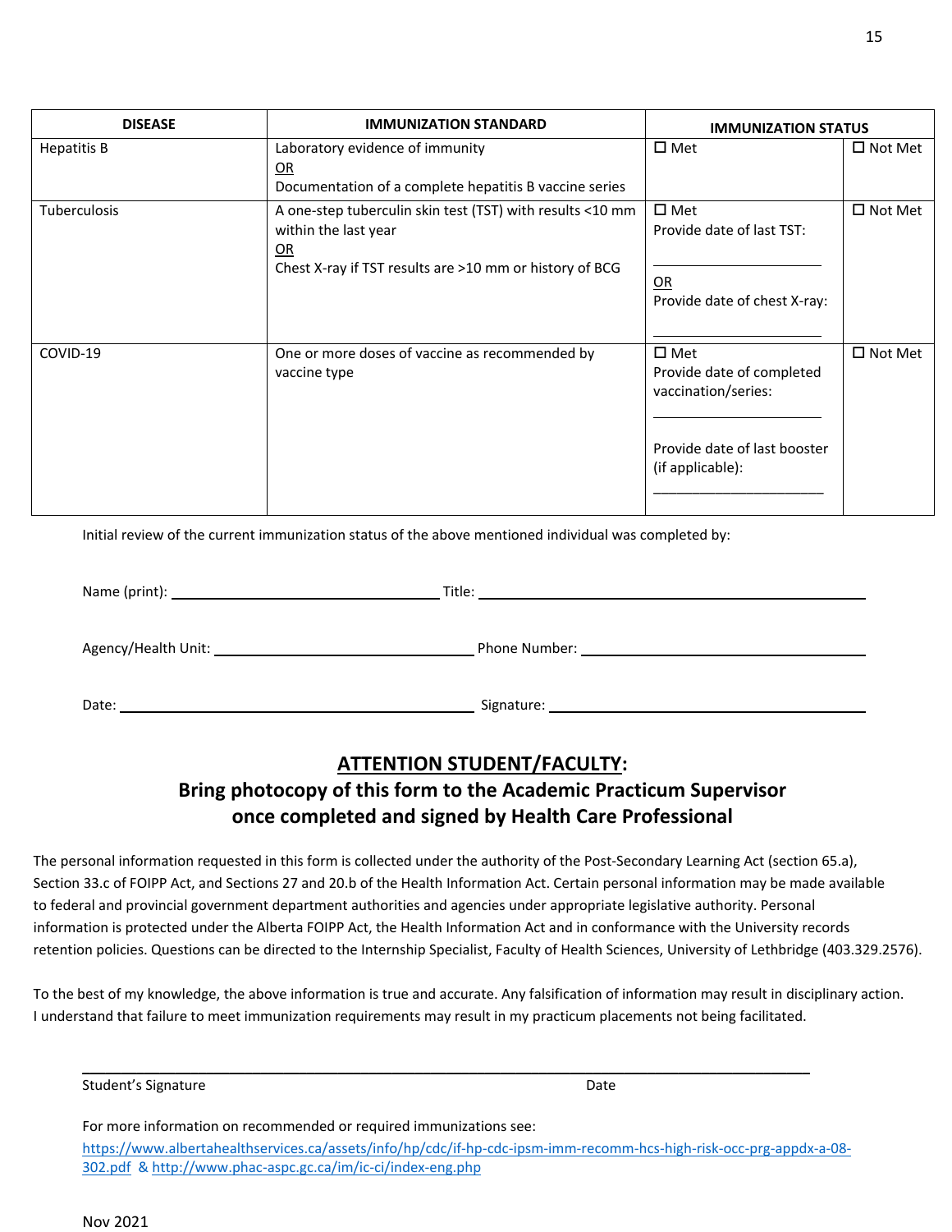| DISEASE | IMMUNIZATION STANDARD | IMMUNIZATION STATUS | |
|---|---|---|---|
| Hepatitis B | Laboratory evidence of immunity<br>OR<br>Documentation of a complete hepatitis B vaccine series | ☐ Met | ☐ Not Met |
| Tuberculosis | A one-step tuberculin skin test (TST) with results <10 mm within the last year<br>OR<br>Chest X-ray if TST results are >10 mm or history of BCG | ☐ Met<br>Provide date of last TST:<br>\_\_\_\_\_\_\_\_\_\_\_\_\_\_\_\_\_\_\_\_<br>OR<br>Provide date of chest X-ray:<br>\_\_\_\_\_\_\_\_\_\_\_\_\_\_\_\_\_\_\_\_ | ☐ Not Met |
| COVID-19 | One or more doses of vaccine as recommended by vaccine type | ☐ Met<br>Provide date of completed vaccination/series:<br>\_\_\_\_\_\_\_\_\_\_\_\_\_\_\_\_\_\_\_\_<br>Provide date of last booster (if applicable):<br>\_\_\_\_\_\_\_\_\_\_\_\_\_\_\_\_\_\_\_\_ | ☐ Not Met |

Initial review of the current immunization status of the above mentioned individual was completed by:

Name (print): \_\_\_\_\_\_\_\_\_\_\_\_\_\_\_\_\_\_\_\_\_\_\_\_\_\_\_\_\_\_ Title: \_\_\_\_\_\_\_\_\_\_\_\_\_\_\_\_\_\_\_\_\_\_\_\_\_\_\_\_\_\_\_\_\_\_\_\_\_\_\_\_

Agency/Health Unit: \_\_\_\_\_\_\_\_\_\_\_\_\_\_\_\_\_\_\_\_\_\_\_\_\_\_\_\_\_\_ Phone Number: \_\_\_\_\_\_\_\_\_\_\_\_\_\_\_\_\_\_\_\_\_\_\_\_\_\_\_\_\_\_

Date: \_\_\_\_\_\_\_\_\_\_\_\_\_\_\_\_\_\_\_\_\_\_\_\_\_\_\_\_\_\_\_\_\_\_\_\_\_\_\_\_ Signature: \_\_\_\_\_\_\_\_\_\_\_\_\_\_\_\_\_\_\_\_\_\_\_\_\_\_\_\_\_\_\_\_\_\_

## ATTENTION STUDENT/FACULTY:

## Bring photocopy of this form to the Academic Practicum Supervisor once completed and signed by Health Care Professional

The personal information requested in this form is collected under the authority of the Post-Secondary Learning Act (section 65.a), Section 33.c of FOIPP Act, and Sections 27 and 20.b of the Health Information Act. Certain personal information may be made available to federal and provincial government department authorities and agencies under appropriate legislative authority. Personal information is protected under the Alberta FOIPP Act, the Health Information Act and in conformance with the University records retention policies. Questions can be directed to the Internship Specialist, Faculty of Health Sciences, University of Lethbridge (403.329.2576).

To the best of my knowledge, the above information is true and accurate. Any falsification of information may result in disciplinary action. I understand that failure to meet immunization requirements may result in my practicum placements not being facilitated.

\_\_\_\_\_\_\_\_\_\_\_\_\_\_\_\_\_\_\_\_\_\_\_\_\_\_\_\_\_\_\_\_\_\_\_\_\_\_\_\_\_\_\_\_\_\_\_\_\_\_\_\_\_\_\_\_\_\_\_\_\_\_\_\_\_\_\_\_\_\_\_\_

Student's Signature                                        Date

For more information on recommended or required immunizations see:
https://www.albertahealthservices.ca/assets/info/hp/cdc/if-hp-cdc-ipsm-imm-recomm-hcs-high-risk-occ-prg-appdx-a-08-302.pdf & http://www.phac-aspc.gc.ca/im/ic-ci/index-eng.php

Nov 2021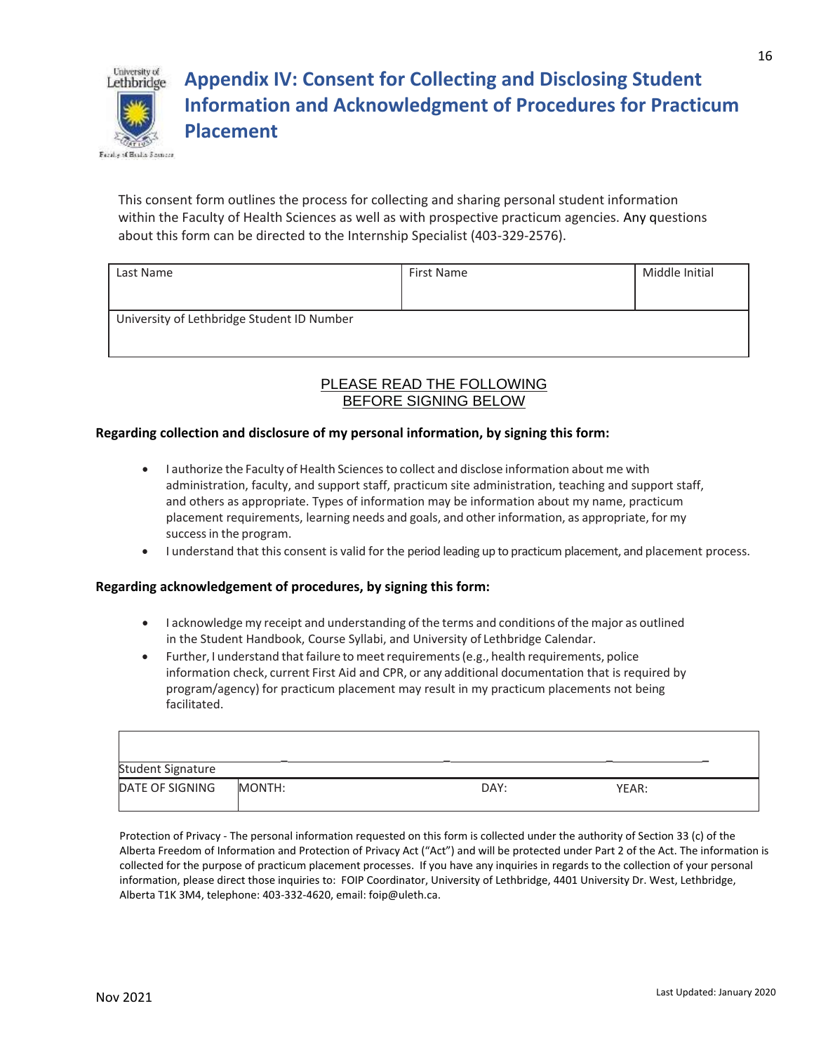# Appendix IV: Consent for Collecting and Disclosing Student Information and Acknowledgment of Procedures for Practicum Placement

This consent form outlines the process for collecting and sharing personal student information within the Faculty of Health Sciences as well as with prospective practicum agencies. Any questions about this form can be directed to the Internship Specialist (403-329-2576).

| Last Name | First Name | Middle Initial |
|---|---|---|
| University of Lethbridge Student ID Number | | |

PLEASE READ THE FOLLOWING
BEFORE SIGNING BELOW

**Regarding collection and disclosure of my personal information, by signing this form:**

- I authorize the Faculty of Health Sciences to collect and disclose information about me with administration, faculty, and support staff, practicum site administration, teaching and support staff, and others as appropriate. Types of information may be information about my name, practicum placement requirements, learning needs and goals, and other information, as appropriate, for my success in the program.
- I understand that this consent is valid for the period leading up to practicum placement, and placement process.

**Regarding acknowledgement of procedures, by signing this form:**

- I acknowledge my receipt and understanding of the terms and conditions of the major as outlined in the Student Handbook, Course Syllabi, and University of Lethbridge Calendar.
- Further, I understand that failure to meet requirements (e.g., health requirements, police information check, current First Aid and CPR, or any additional documentation that is required by program/agency) for practicum placement may result in my practicum placements not being facilitated.

| Student Signature | | | |
|---|---|---|---|
| DATE OF SIGNING | MONTH: | DAY: | YEAR: |

Protection of Privacy - The personal information requested on this form is collected under the authority of Section 33 (c) of the Alberta Freedom of Information and Protection of Privacy Act ("Act") and will be protected under Part 2 of the Act. The information is collected for the purpose of practicum placement processes. If you have any inquiries in regards to the collection of your personal information, please direct those inquiries to: FOIP Coordinator, University of Lethbridge, 4401 University Dr. West, Lethbridge, Alberta T1K 3M4, telephone: 403-332-4620, email: foip@uleth.ca.

Nov 2021

Last Updated: January 2020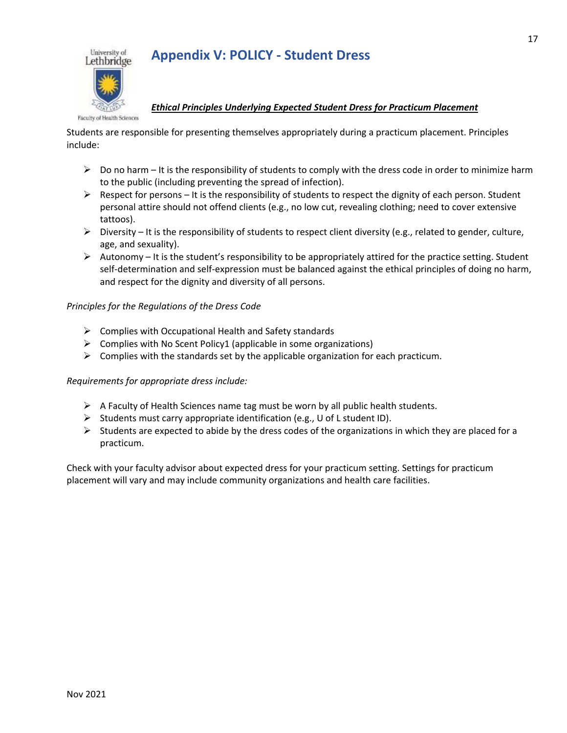# Appendix V: POLICY - Student Dress

***Ethical Principles Underlying Expected Student Dress for Practicum Placement***

Students are responsible for presenting themselves appropriately during a practicum placement. Principles include:

- Do no harm – It is the responsibility of students to comply with the dress code in order to minimize harm to the public (including preventing the spread of infection).
- Respect for persons – It is the responsibility of students to respect the dignity of each person. Student personal attire should not offend clients (e.g., no low cut, revealing clothing; need to cover extensive tattoos).
- Diversity – It is the responsibility of students to respect client diversity (e.g., related to gender, culture, age, and sexuality).
- Autonomy – It is the student's responsibility to be appropriately attired for the practice setting. Student self-determination and self-expression must be balanced against the ethical principles of doing no harm, and respect for the dignity and diversity of all persons.

*Principles for the Regulations of the Dress Code*

- Complies with Occupational Health and Safety standards
- Complies with No Scent Policy1 (applicable in some organizations)
- Complies with the standards set by the applicable organization for each practicum.

*Requirements for appropriate dress include:*

- A Faculty of Health Sciences name tag must be worn by all public health students.
- Students must carry appropriate identification (e.g., U of L student ID).
- Students are expected to abide by the dress codes of the organizations in which they are placed for a practicum.

Check with your faculty advisor about expected dress for your practicum setting. Settings for practicum placement will vary and may include community organizations and health care facilities.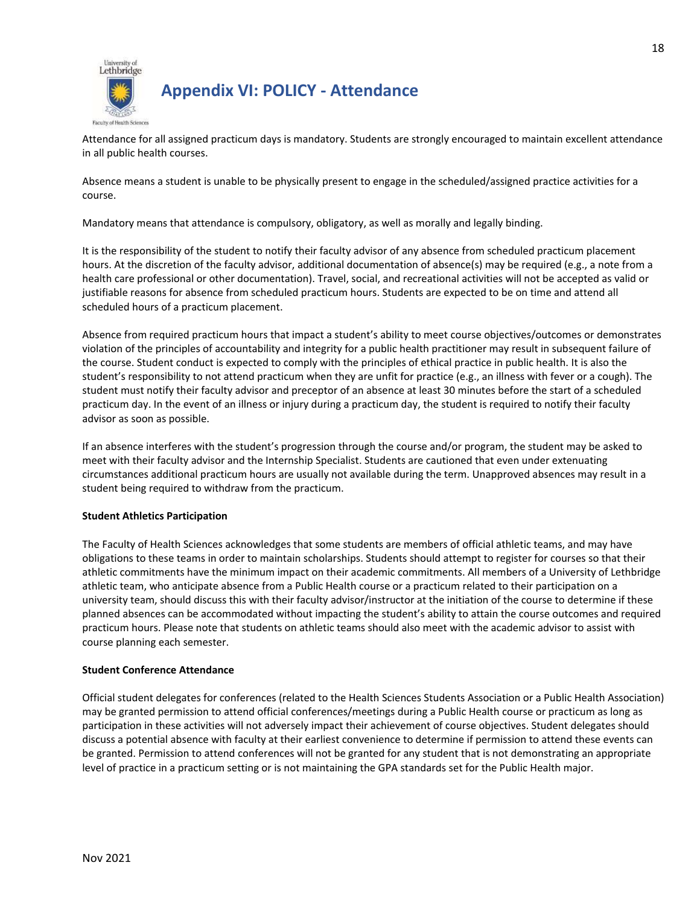# Appendix VI: POLICY - Attendance

Attendance for all assigned practicum days is mandatory. Students are strongly encouraged to maintain excellent attendance in all public health courses.

Absence means a student is unable to be physically present to engage in the scheduled/assigned practice activities for a course.

Mandatory means that attendance is compulsory, obligatory, as well as morally and legally binding.

It is the responsibility of the student to notify their faculty advisor of any absence from scheduled practicum placement hours. At the discretion of the faculty advisor, additional documentation of absence(s) may be required (e.g., a note from a health care professional or other documentation). Travel, social, and recreational activities will not be accepted as valid or justifiable reasons for absence from scheduled practicum hours. Students are expected to be on time and attend all scheduled hours of a practicum placement.

Absence from required practicum hours that impact a student's ability to meet course objectives/outcomes or demonstrates violation of the principles of accountability and integrity for a public health practitioner may result in subsequent failure of the course. Student conduct is expected to comply with the principles of ethical practice in public health. It is also the student's responsibility to not attend practicum when they are unfit for practice (e.g., an illness with fever or a cough). The student must notify their faculty advisor and preceptor of an absence at least 30 minutes before the start of a scheduled practicum day. In the event of an illness or injury during a practicum day, the student is required to notify their faculty advisor as soon as possible.

If an absence interferes with the student's progression through the course and/or program, the student may be asked to meet with their faculty advisor and the Internship Specialist. Students are cautioned that even under extenuating circumstances additional practicum hours are usually not available during the term. Unapproved absences may result in a student being required to withdraw from the practicum.

**Student Athletics Participation**

The Faculty of Health Sciences acknowledges that some students are members of official athletic teams, and may have obligations to these teams in order to maintain scholarships. Students should attempt to register for courses so that their athletic commitments have the minimum impact on their academic commitments. All members of a University of Lethbridge athletic team, who anticipate absence from a Public Health course or a practicum related to their participation on a university team, should discuss this with their faculty advisor/instructor at the initiation of the course to determine if these planned absences can be accommodated without impacting the student's ability to attain the course outcomes and required practicum hours. Please note that students on athletic teams should also meet with the academic advisor to assist with course planning each semester.

**Student Conference Attendance**

Official student delegates for conferences (related to the Health Sciences Students Association or a Public Health Association) may be granted permission to attend official conferences/meetings during a Public Health course or practicum as long as participation in these activities will not adversely impact their achievement of course objectives. Student delegates should discuss a potential absence with faculty at their earliest convenience to determine if permission to attend these events can be granted. Permission to attend conferences will not be granted for any student that is not demonstrating an appropriate level of practice in a practicum setting or is not maintaining the GPA standards set for the Public Health major.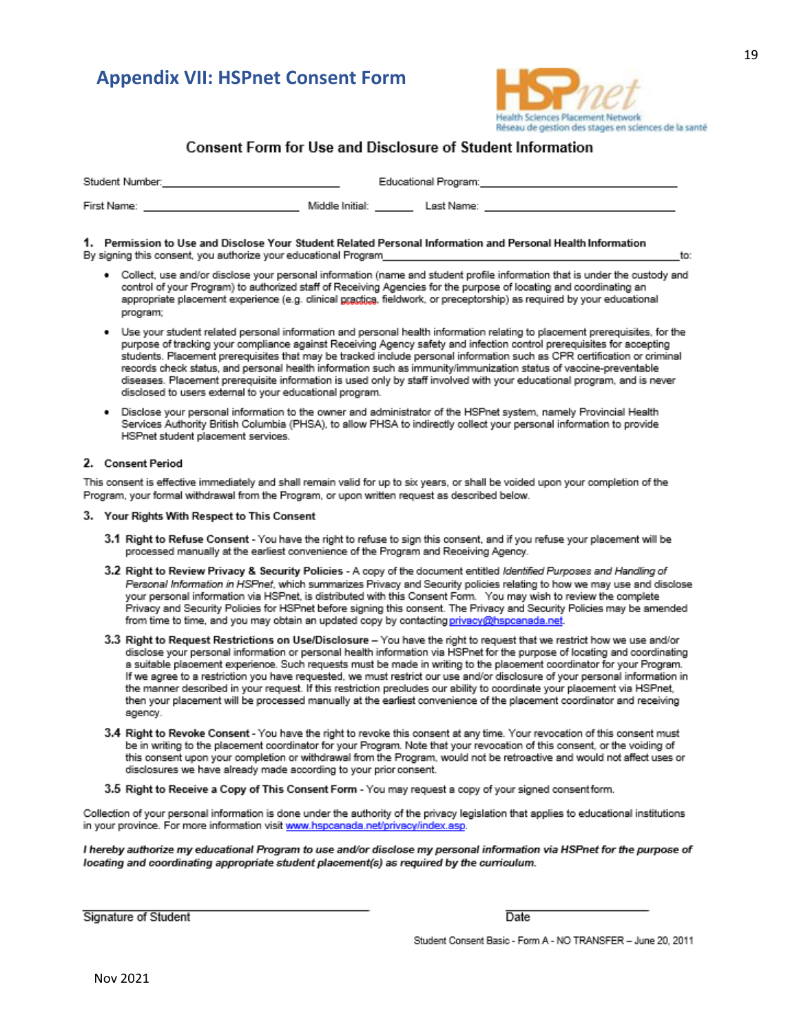## Appendix VII: HSPnet Consent Form

HSPnet
Health Sciences Placement Network
Réseau de gestion des stages en sciences de la santé

### Consent Form for Use and Disclosure of Student Information

Student Number: ______________________ Educational Program: ______________________

First Name: ______________________ Middle Initial: ______ Last Name: ______________________

**1. Permission to Use and Disclose Your Student Related Personal Information and Personal Health Information**

By signing this consent, you authorize your educational Program______________________________________to:

- Collect, use and/or disclose your personal information (name and student profile information that is under the custody and control of your Program) to authorized staff of Receiving Agencies for the purpose of locating and coordinating an appropriate placement experience (e.g. clinical practica, fieldwork, or preceptorship) as required by your educational program;
- Use your student related personal information and personal health information relating to placement prerequisites, for the purpose of tracking your compliance against Receiving Agency safety and infection control prerequisites for accepting students. Placement prerequisites that may be tracked include personal information such as CPR certification or criminal records check status, and personal health information such as immunity/immunization status of vaccine-preventable diseases. Placement prerequisite information is used only by staff involved with your educational program, and is never disclosed to users external to your educational program.
- Disclose your personal information to the owner and administrator of the HSPnet system, namely Provincial Health Services Authority British Columbia (PHSA), to allow PHSA to indirectly collect your personal information to provide HSPnet student placement services.

**2. Consent Period**

This consent is effective immediately and shall remain valid for up to six years, or shall be voided upon your completion of the Program, your formal withdrawal from the Program, or upon written request as described below.

**3. Your Rights With Respect to This Consent**

**3.1 Right to Refuse Consent** - You have the right to refuse to sign this consent, and if you refuse your placement will be processed manually at the earliest convenience of the Program and Receiving Agency.

**3.2 Right to Review Privacy & Security Policies** - A copy of the document entitled *Identified Purposes and Handling of Personal Information in HSPnet*, which summarizes Privacy and Security policies relating to how we may use and disclose your personal information via HSPnet, is distributed with this Consent Form. You may wish to review the complete Privacy and Security Policies for HSPnet before signing this consent. The Privacy and Security Policies may be amended from time to time, and you may obtain an updated copy by contacting privacy@hspcanada.net.

**3.3 Right to Request Restrictions on Use/Disclosure** – You have the right to request that we restrict how we use and/or disclose your personal information or personal health information via HSPnet for the purpose of locating and coordinating a suitable placement experience. Such requests must be made in writing to the placement coordinator for your Program. If we agree to a restriction you have requested, we must restrict our use and/or disclosure of your personal information in the manner described in your request. If this restriction precludes our ability to coordinate your placement via HSPnet, then your placement will be processed manually at the earliest convenience of the placement coordinator and receiving agency.

**3.4 Right to Revoke Consent** - You have the right to revoke this consent at any time. Your revocation of this consent must be in writing to the placement coordinator for your Program. Note that your revocation of this consent, or the voiding of this consent upon your completion or withdrawal from the Program, would not be retroactive and would not affect uses or disclosures we have already made according to your prior consent.

**3.5 Right to Receive a Copy of This Consent Form** - You may request a copy of your signed consent form.

Collection of your personal information is done under the authority of the privacy legislation that applies to educational institutions in your province. For more information visit www.hspcanada.net/privacy/index.asp.

***I hereby authorize my educational Program to use and/or disclose my personal information via HSPnet for the purpose of locating and coordinating appropriate student placement(s) as required by the curriculum.***

______________________________ ______________________

Signature of Student Date

Student Consent Basic - Form A - NO TRANSFER – June 20, 2011

Nov 2021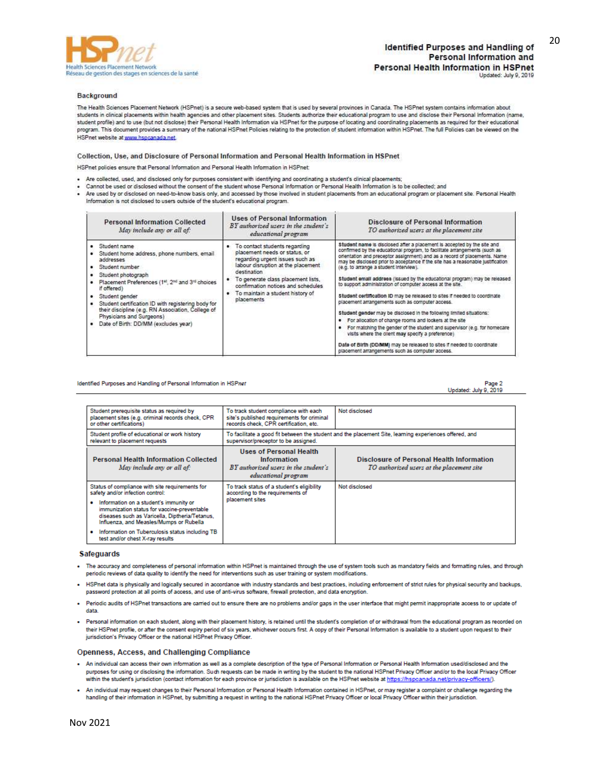HSPnet
Health Sciences Placement Network
Réseau de gestion des stages en sciences de la santé

# Identified Purposes and Handling of Personal Information and Personal Health Information in HSPnet

Updated: July 9, 2019

## Background

The Health Sciences Placement Network (HSPnet) is a secure web-based system that is used by several provinces in Canada. The HSPnet system contains information about students in clinical placements within health agencies and other placement sites. Students authorize their educational program to use and disclose their Personal Information (name, student profile) and to use (but not disclose) their Personal Health Information via HSPnet for the purpose of locating and coordinating placements as required for their educational program. This document provides a summary of the national HSPnet Policies relating to the protection of student information within HSPnet. The full Policies can be viewed on the HSPnet website at www.hspcanada.net.

## Collection, Use, and Disclosure of Personal Information and Personal Health Information in HSPnet

HSPnet policies ensure that Personal Information and Personal Health Information in HSPnet:

- Are collected, used, and disclosed only for purposes consistent with identifying and coordinating a student's clinical placements;
- Cannot be used or disclosed without the consent of the student whose Personal Information or Personal Health Information is to be collected; and
- Are used by or disclosed on need-to-know basis only, and accessed by those involved in student placements from an educational program or placement site. Personal Health Information is not disclosed to users outside of the student's educational program.

| Personal Information Collected *May include any or all of:* | Uses of Personal Information *BY authorized users in the student's educational program* | Disclosure of Personal Information *TO authorized users at the placement site* |
|---|---|---|
| • Student name<br>• Student home address, phone numbers, email addresses<br>• Student number<br>• Student photograph<br>• Placement Preferences (1st, 2nd and 3rd choices if offered)<br>• Student gender<br>• Student certification ID with registering body for their discipline (e.g. RN Association, College of Physicians and Surgeons)<br>• Date of Birth: DD/MM (excludes year) | • To contact students regarding placement needs or status, or regarding urgent issues such as labour disruption at the placement destination<br>• To generate class placement lists, confirmation notices and schedules<br>• To maintain a student history of placements | **Student name** is disclosed after a placement is accepted by the site and confirmed by the educational program, to facilitate arrangements (such as orientation and preceptor assignment) and as a record of placements. Name may be disclosed prior to acceptance if the site has a reasonable justification (e.g. to arrange a student interview).<br><br>**Student email address** (issued by the educational program) may be released to support administration of computer access at the site.<br><br>**Student certification ID** may be released to sites if needed to coordinate placement arrangements such as computer access.<br><br>**Student gender** may be disclosed in the following limited situations:<br>• For allocation of change rooms and lockers at the site<br>• For matching the gender of the student and supervisor (e.g. for homecare visits where the client **may** specify a preference)<br><br>**Date of Birth (DD/MM)** may be released to sites if needed to coordinate placement arrangements such as computer access. |
| Student prerequisite status as required by placement sites (e.g. criminal records check, CPR or other certifications) | To track student compliance with each site's published requirements for criminal records check, CPR certification, etc. | Not disclosed |
| Student profile of educational or work history relevant to placement requests | To facilitate a good fit between the student and the placement Site, learning experiences offered, and supervisor/preceptor to be assigned. | |
| **Personal Health Information Collected** *May include any or all of:* | **Uses of Personal Health Information** *BY authorized users in the student's educational program* | **Disclosure of Personal Health Information** *TO authorized users at the placement site* |
| Status of compliance with site requirements for safety and/or infection control:<br>• Information on a student's immunity or immunization status for vaccine-preventable diseases such as Varicella, Diptheria/Tetanus, Influenza, and Measles/Mumps or Rubella<br>• Information on Tuberculosis status including TB test and/or chest X-ray results | To track status of a student's eligibility according to the requirements of placement sites | Not disclosed |

## Safeguards

- The accuracy and completeness of personal information within HSPnet is maintained through the use of system tools such as mandatory fields and formatting rules, and through periodic reviews of data quality to identify the need for interventions such as user training or system modifications.
- HSPnet data is physically and logically secured in accordance with industry standards and best practices, including enforcement of strict rules for physical security and backups, password protection at all points of access, and use of anti-virus software, firewall protection, and data encryption.
- Periodic audits of HSPnet transactions are carried out to ensure there are no problems and/or gaps in the user interface that might permit inappropriate access to or update of data.
- Personal information on each student, along with their placement history, is retained until the student's completion of or withdrawal from the educational program as recorded on their HSPnet profile, or after the consent expiry period of six years, whichever occurs first. A copy of their Personal Information is available to a student upon request to their jurisdiction's Privacy Officer or the national HSPnet Privacy Officer.

## Openness, Access, and Challenging Compliance

- An individual can access their own information as well as a complete description of the type of Personal Information or Personal Health Information used/disclosed and the purposes for using or disclosing the information. Such requests can be made in writing by the student to the national HSPnet Privacy Officer and/or to the local Privacy Officer within the student's jurisdiction (contact information for each province or jurisdiction is available on the HSPnet website at https://hspcanada.net/privacy-officers/).
- An individual may request changes to their Personal Information or Personal Health Information contained in HSPnet, or may register a complaint or challenge regarding the handling of their information in HSPnet, by submitting a request in writing to the national HSPnet Privacy Officer or local Privacy Officer within their jurisdiction.

Nov 2021